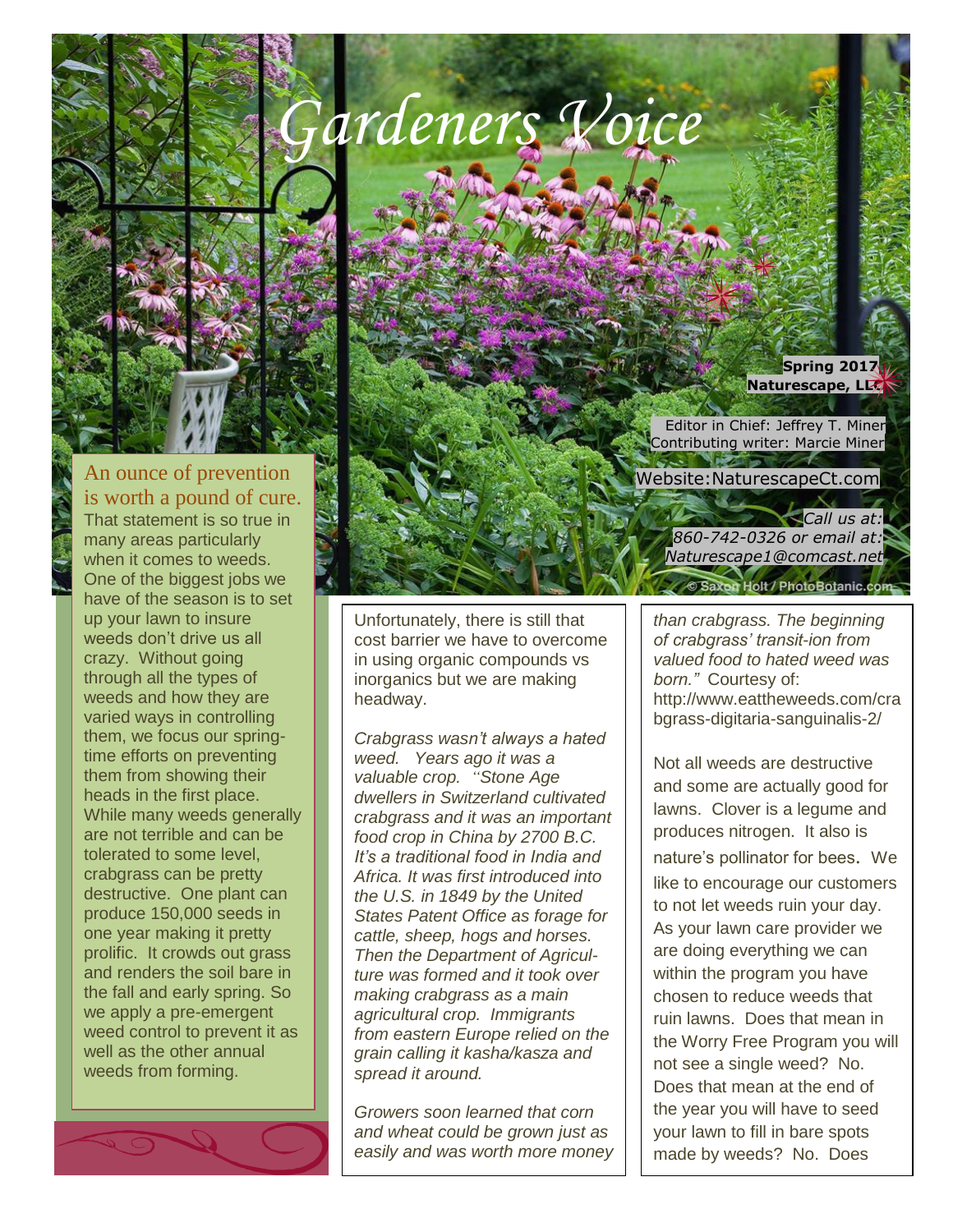# Gardeners Voice

**Spring 2017**
**Naturescape, LLC**

Editor in Chief: Jeffrey T. Miner
Contributing writer: Marcie Miner

Website: NaturescapeCt.com

*Call us at: 860-742-0326 or email at: Naturescape1@comcast.net*

© Saxon Holt / PhotoBotanic.com

## An ounce of prevention is worth a pound of cure.

That statement is so true in many areas particularly when it comes to weeds. One of the biggest jobs we have of the season is to set up your lawn to insure weeds don't drive us all crazy. Without going through all the types of weeds and how they are varied ways in controlling them, we focus our spring-time efforts on preventing them from showing their heads in the first place. While many weeds generally are not terrible and can be tolerated to some level, crabgrass can be pretty destructive. One plant can produce 150,000 seeds in one year making it pretty prolific. It crowds out grass and renders the soil bare in the fall and early spring. So we apply a pre-emergent weed control to prevent it as well as the other annual weeds from forming.

Unfortunately, there is still that cost barrier we have to overcome in using organic compounds vs inorganics but we are making headway.

*Crabgrass wasn't always a hated weed. Years ago it was a valuable crop. "Stone Age dwellers in Switzerland cultivated crabgrass and it was an important food crop in China by 2700 B.C. It's a traditional food in India and Africa. It was first introduced into the U.S. in 1849 by the United States Patent Office as forage for cattle, sheep, hogs and horses. Then the Department of Agricul-ture was formed and it took over making crabgrass as a main agricultural crop. Immigrants from eastern Europe relied on the grain calling it kasha/kasza and spread it around.*

*Growers soon learned that corn and wheat could be grown just as easily and was worth more money than crabgrass. The beginning of crabgrass' transit-ion from valued food to hated weed was born."* Courtesy of: http://www.eattheweeds.com/crabgrass-digitaria-sanguinalis-2/

Not all weeds are destructive and some are actually good for lawns. Clover is a legume and produces nitrogen. It also is nature's pollinator for bees. We like to encourage our customers to not let weeds ruin your day. As your lawn care provider we are doing everything we can within the program you have chosen to reduce weeds that ruin lawns. Does that mean in the Worry Free Program you will not see a single weed? No. Does that mean at the end of the year you will have to seed your lawn to fill in bare spots made by weeds? No. Does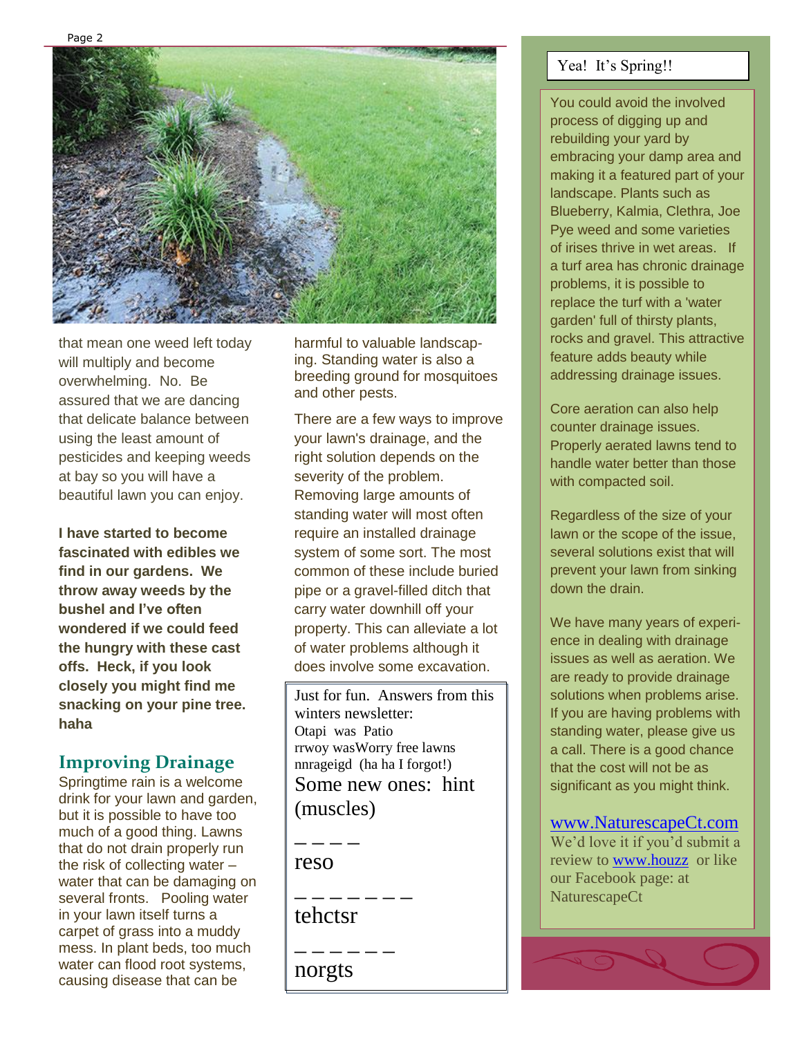that mean one weed left today will multiply and become overwhelming. No. Be assured that we are dancing that delicate balance between using the least amount of pesticides and keeping weeds at bay so you will have a beautiful lawn you can enjoy.

**I have started to become fascinated with edibles we find in our gardens. We throw away weeds by the bushel and I've often wondered if we could feed the hungry with these cast offs. Heck, if you look closely you might find me snacking on your pine tree. haha**

## Improving Drainage

Springtime rain is a welcome drink for your lawn and garden, but it is possible to have too much of a good thing. Lawns that do not drain properly run the risk of collecting water – water that can be damaging on several fronts. Pooling water in your lawn itself turns a carpet of grass into a muddy mess. In plant beds, too much water can flood root systems, causing disease that can be harmful to valuable landscaping. Standing water is also a breeding ground for mosquitoes and other pests.

There are a few ways to improve your lawn's drainage, and the right solution depends on the severity of the problem. Removing large amounts of standing water will most often require an installed drainage system of some sort. The most common of these include buried pipe or a gravel-filled ditch that carry water downhill off your property. This can alleviate a lot of water problems although it does involve some excavation.

Just for fun. Answers from this winters newsletter:
Otapi was Patio
rrwoy wasWorry free lawns
nnrageigd (ha ha I forgot!)

Some new ones: hint (muscles)

_ _ _ _
reso

_ _ _ _ _ _ _
tehctsr

_ _ _ _ _ _
norgts

Yea! It's Spring!!

You could avoid the involved process of digging up and rebuilding your yard by embracing your damp area and making it a featured part of your landscape. Plants such as Blueberry, Kalmia, Clethra, Joe Pye weed and some varieties of irises thrive in wet areas. If a turf area has chronic drainage problems, it is possible to replace the turf with a 'water garden' full of thirsty plants, rocks and gravel. This attractive feature adds beauty while addressing drainage issues.

Core aeration can also help counter drainage issues. Properly aerated lawns tend to handle water better than those with compacted soil.

Regardless of the size of your lawn or the scope of the issue, several solutions exist that will prevent your lawn from sinking down the drain.

We have many years of experience in dealing with drainage issues as well as aeration. We are ready to provide drainage solutions when problems arise. If you are having problems with standing water, please give us a call. There is a good chance that the cost will not be as significant as you might think.

www.NaturescapeCt.com

We'd love it if you'd submit a review to www.houzz or like our Facebook page: at NaturescapeCt